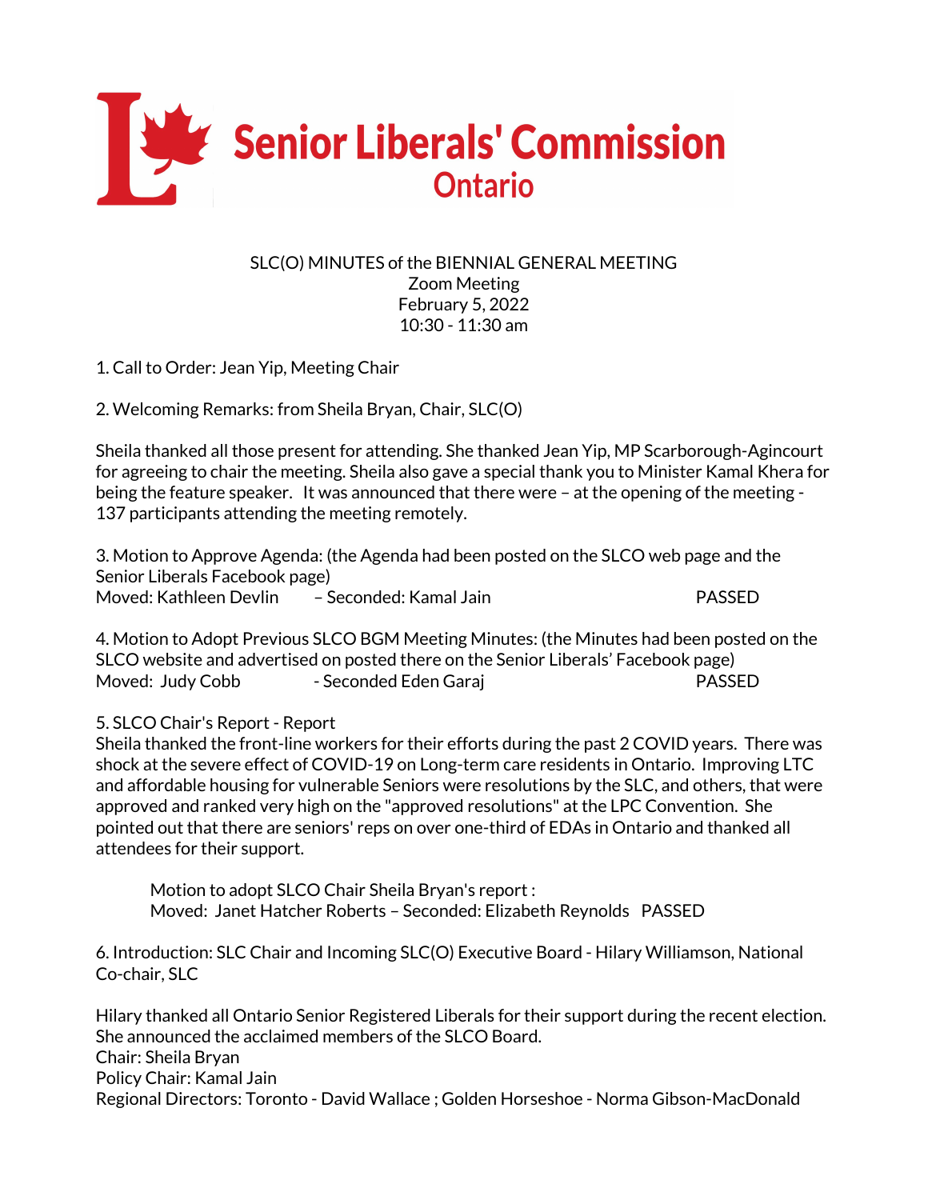# Senior Liberals' Commission Ontario

SLC(O) MINUTES of the BIENNIAL GENERAL MEETING
Zoom Meeting
February 5, 2022
10:30 - 11:30 am

1. Call to Order: Jean Yip, Meeting Chair

2. Welcoming Remarks: from Sheila Bryan, Chair, SLC(O)

Sheila thanked all those present for attending. She thanked Jean Yip, MP Scarborough-Agincourt for agreeing to chair the meeting. Sheila also gave a special thank you to Minister Kamal Khera for being the feature speaker. It was announced that there were – at the opening of the meeting - 137 participants attending the meeting remotely.

3. Motion to Approve Agenda: (the Agenda had been posted on the SLCO web page and the Senior Liberals Facebook page)
Moved: Kathleen Devlin – Seconded: Kamal Jain PASSED

4. Motion to Adopt Previous SLCO BGM Meeting Minutes: (the Minutes had been posted on the SLCO website and advertised on posted there on the Senior Liberals' Facebook page)
Moved: Judy Cobb - Seconded Eden Garaj PASSED

5. SLCO Chair's Report - Report
Sheila thanked the front-line workers for their efforts during the past 2 COVID years. There was shock at the severe effect of COVID-19 on Long-term care residents in Ontario. Improving LTC and affordable housing for vulnerable Seniors were resolutions by the SLC, and others, that were approved and ranked very high on the "approved resolutions" at the LPC Convention. She pointed out that there are seniors' reps on over one-third of EDAs in Ontario and thanked all attendees for their support.

> Motion to adopt SLCO Chair Sheila Bryan's report :
> Moved: Janet Hatcher Roberts – Seconded: Elizabeth Reynolds PASSED

6. Introduction: SLC Chair and Incoming SLC(O) Executive Board - Hilary Williamson, National Co-chair, SLC

Hilary thanked all Ontario Senior Registered Liberals for their support during the recent election. She announced the acclaimed members of the SLCO Board.
Chair: Sheila Bryan
Policy Chair: Kamal Jain
Regional Directors: Toronto - David Wallace ; Golden Horseshoe - Norma Gibson-MacDonald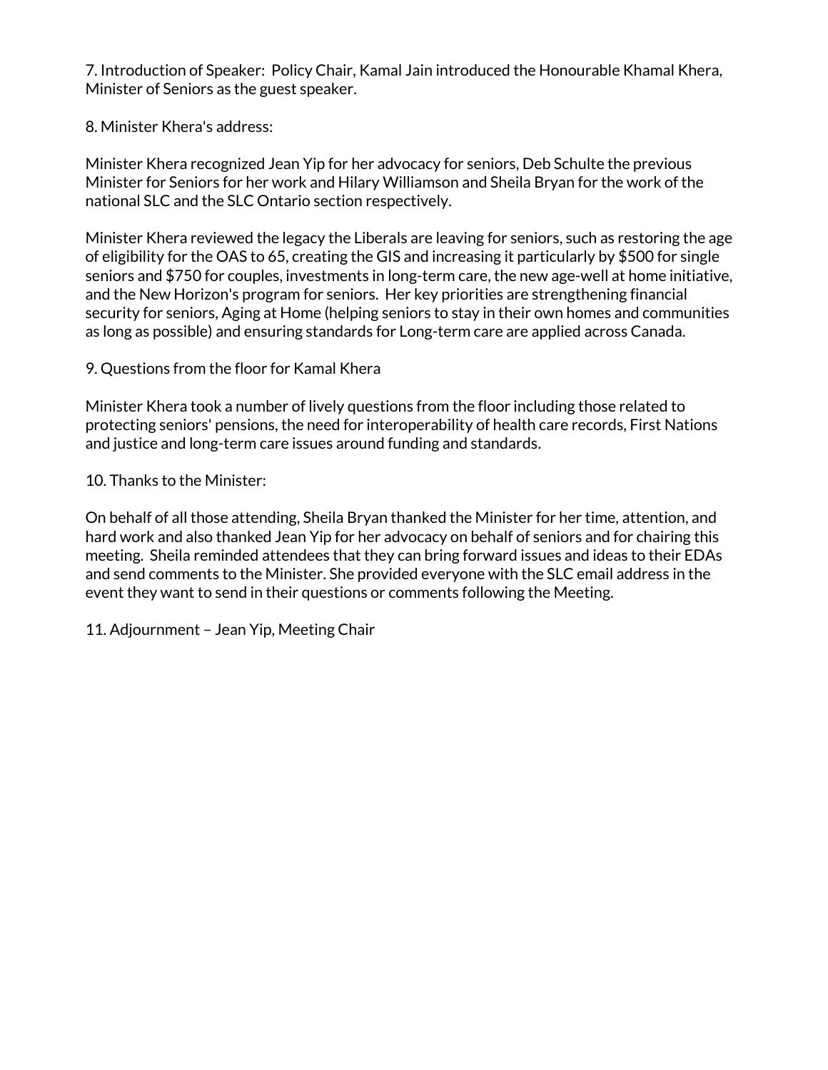7. Introduction of Speaker: Policy Chair, Kamal Jain introduced the Honourable Khamal Khera, Minister of Seniors as the guest speaker.

8. Minister Khera's address:

Minister Khera recognized Jean Yip for her advocacy for seniors, Deb Schulte the previous Minister for Seniors for her work and Hilary Williamson and Sheila Bryan for the work of the national SLC and the SLC Ontario section respectively.

Minister Khera reviewed the legacy the Liberals are leaving for seniors, such as restoring the age of eligibility for the OAS to 65, creating the GIS and increasing it particularly by $500 for single seniors and $750 for couples, investments in long-term care, the new age-well at home initiative, and the New Horizon's program for seniors. Her key priorities are strengthening financial security for seniors, Aging at Home (helping seniors to stay in their own homes and communities as long as possible) and ensuring standards for Long-term care are applied across Canada.

9. Questions from the floor for Kamal Khera

Minister Khera took a number of lively questions from the floor including those related to protecting seniors' pensions, the need for interoperability of health care records, First Nations and justice and long-term care issues around funding and standards.

10. Thanks to the Minister:

On behalf of all those attending, Sheila Bryan thanked the Minister for her time, attention, and hard work and also thanked Jean Yip for her advocacy on behalf of seniors and for chairing this meeting. Sheila reminded attendees that they can bring forward issues and ideas to their EDAs and send comments to the Minister. She provided everyone with the SLC email address in the event they want to send in their questions or comments following the Meeting.

11. Adjournment – Jean Yip, Meeting Chair